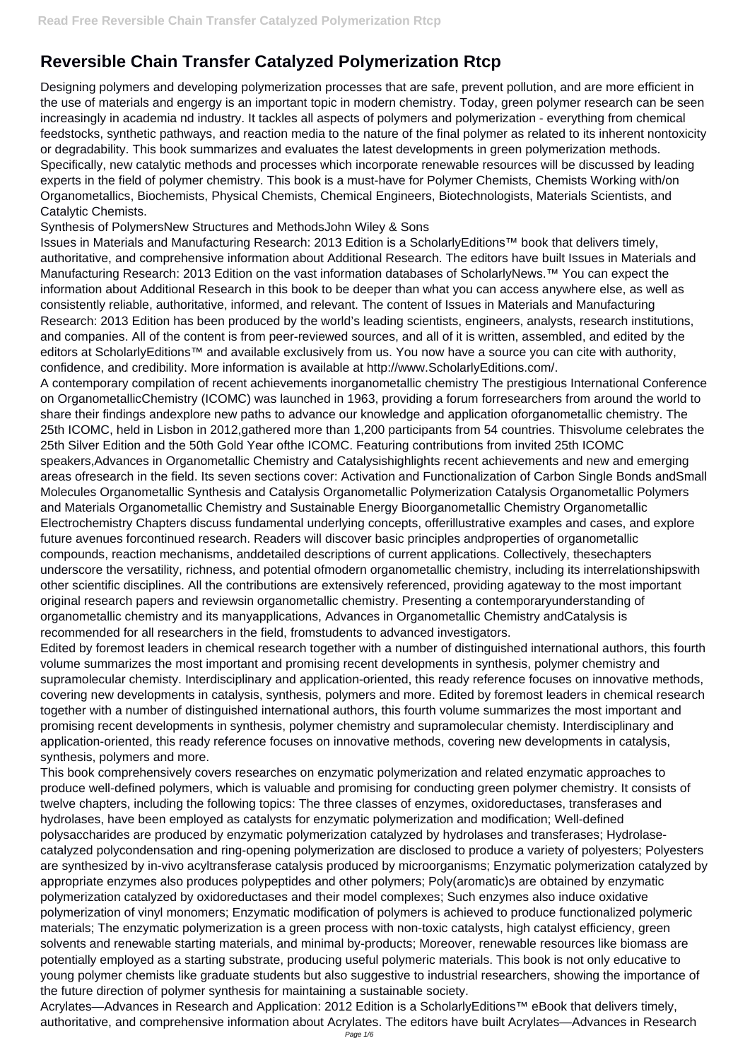# Reversible Chain Transfer Catalyzed Polymerization Rtcp

Designing polymers and developing polymerization processes that are safe, prevent pollution, and are more efficient in the use of materials and engergy is an important topic in modern chemistry. Today, green polymer research can be seen increasingly in academia nd industry. It tackles all aspects of polymers and polymerization - everything from chemical feedstocks, synthetic pathways, and reaction media to the nature of the final polymer as related to its inherent nontoxicity or degradability. This book summarizes and evaluates the latest developments in green polymerization methods. Specifically, new catalytic methods and processes which incorporate renewable resources will be discussed by leading experts in the field of polymer chemistry. This book is a must-have for Polymer Chemists, Chemists Working with/on Organometallics, Biochemists, Physical Chemists, Chemical Engineers, Biotechnologists, Materials Scientists, and Catalytic Chemists.

Synthesis of PolymersNew Structures and MethodsJohn Wiley & Sons

Issues in Materials and Manufacturing Research: 2013 Edition is a ScholarlyEditions™ book that delivers timely, authoritative, and comprehensive information about Additional Research. The editors have built Issues in Materials and Manufacturing Research: 2013 Edition on the vast information databases of ScholarlyNews.™ You can expect the information about Additional Research in this book to be deeper than what you can access anywhere else, as well as consistently reliable, authoritative, informed, and relevant. The content of Issues in Materials and Manufacturing Research: 2013 Edition has been produced by the world's leading scientists, engineers, analysts, research institutions, and companies. All of the content is from peer-reviewed sources, and all of it is written, assembled, and edited by the editors at ScholarlyEditions™ and available exclusively from us. You now have a source you can cite with authority, confidence, and credibility. More information is available at http://www.ScholarlyEditions.com/.

A contemporary compilation of recent achievements inorganometallic chemistry The prestigious International Conference on OrganometallicChemistry (ICOMC) was launched in 1963, providing a forum forresearchers from around the world to share their findings andexplore new paths to advance our knowledge and application oforganometallic chemistry. The 25th ICOMC, held in Lisbon in 2012,gathered more than 1,200 participants from 54 countries. Thisvolume celebrates the 25th Silver Edition and the 50th Gold Year ofthe ICOMC. Featuring contributions from invited 25th ICOMC speakers,Advances in Organometallic Chemistry and Catalysishighlights recent achievements and new and emerging areas ofresearch in the field. Its seven sections cover: Activation and Functionalization of Carbon Single Bonds andSmall Molecules Organometallic Synthesis and Catalysis Organometallic Polymerization Catalysis Organometallic Polymers and Materials Organometallic Chemistry and Sustainable Energy Bioorganometallic Chemistry Organometallic Electrochemistry Chapters discuss fundamental underlying concepts, offerillustrative examples and cases, and explore future avenues forcontinued research. Readers will discover basic principles andproperties of organometallic compounds, reaction mechanisms, anddetailed descriptions of current applications. Collectively, thesechapters underscore the versatility, richness, and potential ofmodern organometallic chemistry, including its interrelationshipswith other scientific disciplines. All the contributions are extensively referenced, providing agateway to the most important original research papers and reviewsin organometallic chemistry. Presenting a contemporaryunderstanding of organometallic chemistry and its manyapplications, Advances in Organometallic Chemistry andCatalysis is recommended for all researchers in the field, fromstudents to advanced investigators.

Edited by foremost leaders in chemical research together with a number of distinguished international authors, this fourth volume summarizes the most important and promising recent developments in synthesis, polymer chemistry and supramolecular chemisty. Interdisciplinary and application-oriented, this ready reference focuses on innovative methods, covering new developments in catalysis, synthesis, polymers and more. Edited by foremost leaders in chemical research together with a number of distinguished international authors, this fourth volume summarizes the most important and promising recent developments in synthesis, polymer chemistry and supramolecular chemisty. Interdisciplinary and application-oriented, this ready reference focuses on innovative methods, covering new developments in catalysis, synthesis, polymers and more.

This book comprehensively covers researches on enzymatic polymerization and related enzymatic approaches to produce well-defined polymers, which is valuable and promising for conducting green polymer chemistry. It consists of twelve chapters, including the following topics: The three classes of enzymes, oxidoreductases, transferases and hydrolases, have been employed as catalysts for enzymatic polymerization and modification; Well-defined polysaccharides are produced by enzymatic polymerization catalyzed by hydrolases and transferases; Hydrolase-catalyzed polycondensation and ring-opening polymerization are disclosed to produce a variety of polyesters; Polyesters are synthesized by in-vivo acyltransferase catalysis produced by microorganisms; Enzymatic polymerization catalyzed by appropriate enzymes also produces polypeptides and other polymers; Poly(aromatic)s are obtained by enzymatic polymerization catalyzed by oxidoreductases and their model complexes; Such enzymes also induce oxidative polymerization of vinyl monomers; Enzymatic modification of polymers is achieved to produce functionalized polymeric materials; The enzymatic polymerization is a green process with non-toxic catalysts, high catalyst efficiency, green solvents and renewable starting materials, and minimal by-products; Moreover, renewable resources like biomass are potentially employed as a starting substrate, producing useful polymeric materials. This book is not only educative to young polymer chemists like graduate students but also suggestive to industrial researchers, showing the importance of the future direction of polymer synthesis for maintaining a sustainable society.

Acrylates—Advances in Research and Application: 2012 Edition is a ScholarlyEditions™ eBook that delivers timely, authoritative, and comprehensive information about Acrylates. The editors have built Acrylates—Advances in Research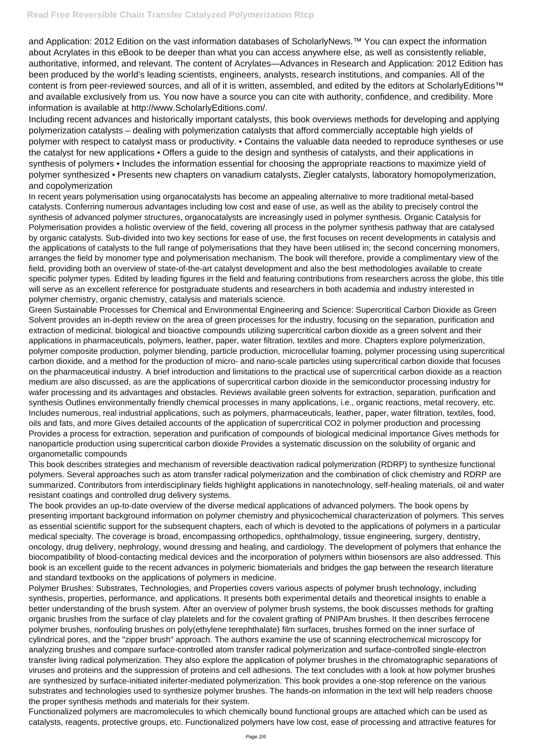and Application: 2012 Edition on the vast information databases of ScholarlyNews.™ You can expect the information about Acrylates in this eBook to be deeper than what you can access anywhere else, as well as consistently reliable, authoritative, informed, and relevant. The content of Acrylates—Advances in Research and Application: 2012 Edition has been produced by the world's leading scientists, engineers, analysts, research institutions, and companies. All of the content is from peer-reviewed sources, and all of it is written, assembled, and edited by the editors at ScholarlyEditions™ and available exclusively from us. You now have a source you can cite with authority, confidence, and credibility. More information is available at http://www.ScholarlyEditions.com/.

Including recent advances and historically important catalysts, this book overviews methods for developing and applying polymerization catalysts – dealing with polymerization catalysts that afford commercially acceptable high yields of polymer with respect to catalyst mass or productivity. • Contains the valuable data needed to reproduce syntheses or use the catalyst for new applications • Offers a guide to the design and synthesis of catalysts, and their applications in synthesis of polymers • Includes the information essential for choosing the appropriate reactions to maximize yield of polymer synthesized • Presents new chapters on vanadium catalysts, Ziegler catalysts, laboratory homopolymerization, and copolymerization

In recent years polymerisation using organocatalysts has become an appealing alternative to more traditional metal-based catalysts. Conferring numerous advantages including low cost and ease of use, as well as the ability to precisely control the synthesis of advanced polymer structures, organocatalysts are increasingly used in polymer synthesis. Organic Catalysis for Polymerisation provides a holistic overview of the field, covering all process in the polymer synthesis pathway that are catalysed by organic catalysts. Sub-divided into two key sections for ease of use, the first focuses on recent developments in catalysis and the applications of catalysts to the full range of polymerisations that they have been utilised in; the second concerning monomers, arranges the field by monomer type and polymerisation mechanism. The book will therefore, provide a complimentary view of the field, providing both an overview of state-of-the-art catalyst development and also the best methodologies available to create specific polymer types. Edited by leading figures in the field and featuring contributions from researchers across the globe, this title will serve as an excellent reference for postgraduate students and researchers in both academia and industry interested in polymer chemistry, organic chemistry, catalysis and materials science.

Green Sustainable Processes for Chemical and Environmental Engineering and Science: Supercritical Carbon Dioxide as Green Solvent provides an in-depth review on the area of green processes for the industry, focusing on the separation, purification and extraction of medicinal, biological and bioactive compounds utilizing supercritical carbon dioxide as a green solvent and their applications in pharmaceuticals, polymers, leather, paper, water filtration, textiles and more. Chapters explore polymerization, polymer composite production, polymer blending, particle production, microcellular foaming, polymer processing using supercritical carbon dioxide, and a method for the production of micro- and nano-scale particles using supercritical carbon dioxide that focuses on the pharmaceutical industry. A brief introduction and limitations to the practical use of supercritical carbon dioxide as a reaction medium are also discussed, as are the applications of supercritical carbon dioxide in the semiconductor processing industry for wafer processing and its advantages and obstacles. Reviews available green solvents for extraction, separation, purification and synthesis Outlines environmentally friendly chemical processes in many applications, i.e., organic reactions, metal recovery, etc. Includes numerous, real industrial applications, such as polymers, pharmaceuticals, leather, paper, water filtration, textiles, food, oils and fats, and more Gives detailed accounts of the application of supercritical CO2 in polymer production and processing Provides a process for extraction, seperation and purification of compounds of biological medicinal importance Gives methods for nanoparticle production using supercritical carbon dioxide Provides a systematic discussion on the solubility of organic and organometallic compounds

This book describes strategies and mechanism of reversible deactivation radical polymerization (RDRP) to synthesize functional polymers. Several approaches such as atom transfer radical polymerization and the combination of click chemistry and RDRP are summarized. Contributors from interdisciplinary fields highlight applications in nanotechnology, self-healing materials, oil and water resistant coatings and controlled drug delivery systems.

The book provides an up-to-date overview of the diverse medical applications of advanced polymers. The book opens by presenting important background information on polymer chemistry and physicochemical characterization of polymers. This serves as essential scientific support for the subsequent chapters, each of which is devoted to the applications of polymers in a particular medical specialty. The coverage is broad, encompassing orthopedics, ophthalmology, tissue engineering, surgery, dentistry, oncology, drug delivery, nephrology, wound dressing and healing, and cardiology. The development of polymers that enhance the biocompatibility of blood-contacting medical devices and the incorporation of polymers within biosensors are also addressed. This book is an excellent guide to the recent advances in polymeric biomaterials and bridges the gap between the research literature and standard textbooks on the applications of polymers in medicine.

Polymer Brushes: Substrates, Technologies, and Properties covers various aspects of polymer brush technology, including synthesis, properties, performance, and applications. It presents both experimental details and theoretical insights to enable a better understanding of the brush system. After an overview of polymer brush systems, the book discusses methods for grafting organic brushes from the surface of clay platelets and for the covalent grafting of PNIPAm brushes. It then describes ferrocene polymer brushes, nonfouling brushes on poly(ethylene terephthalate) film surfaces, brushes formed on the inner surface of cylindrical pores, and the "zipper brush" approach. The authors examine the use of scanning electrochemical microscopy for analyzing brushes and compare surface-controlled atom transfer radical polymerization and surface-controlled single-electron transfer living radical polymerization. They also explore the application of polymer brushes in the chromatographic separations of viruses and proteins and the suppression of proteins and cell adhesions. The text concludes with a look at how polymer brushes are synthesized by surface-initiated iniferter-mediated polymerization. This book provides a one-stop reference on the various substrates and technologies used to synthesize polymer brushes. The hands-on information in the text will help readers choose the proper synthesis methods and materials for their system.

Functionalized polymers are macromolecules to which chemically bound functional groups are attached which can be used as catalysts, reagents, protective groups, etc. Functionalized polymers have low cost, ease of processing and attractive features for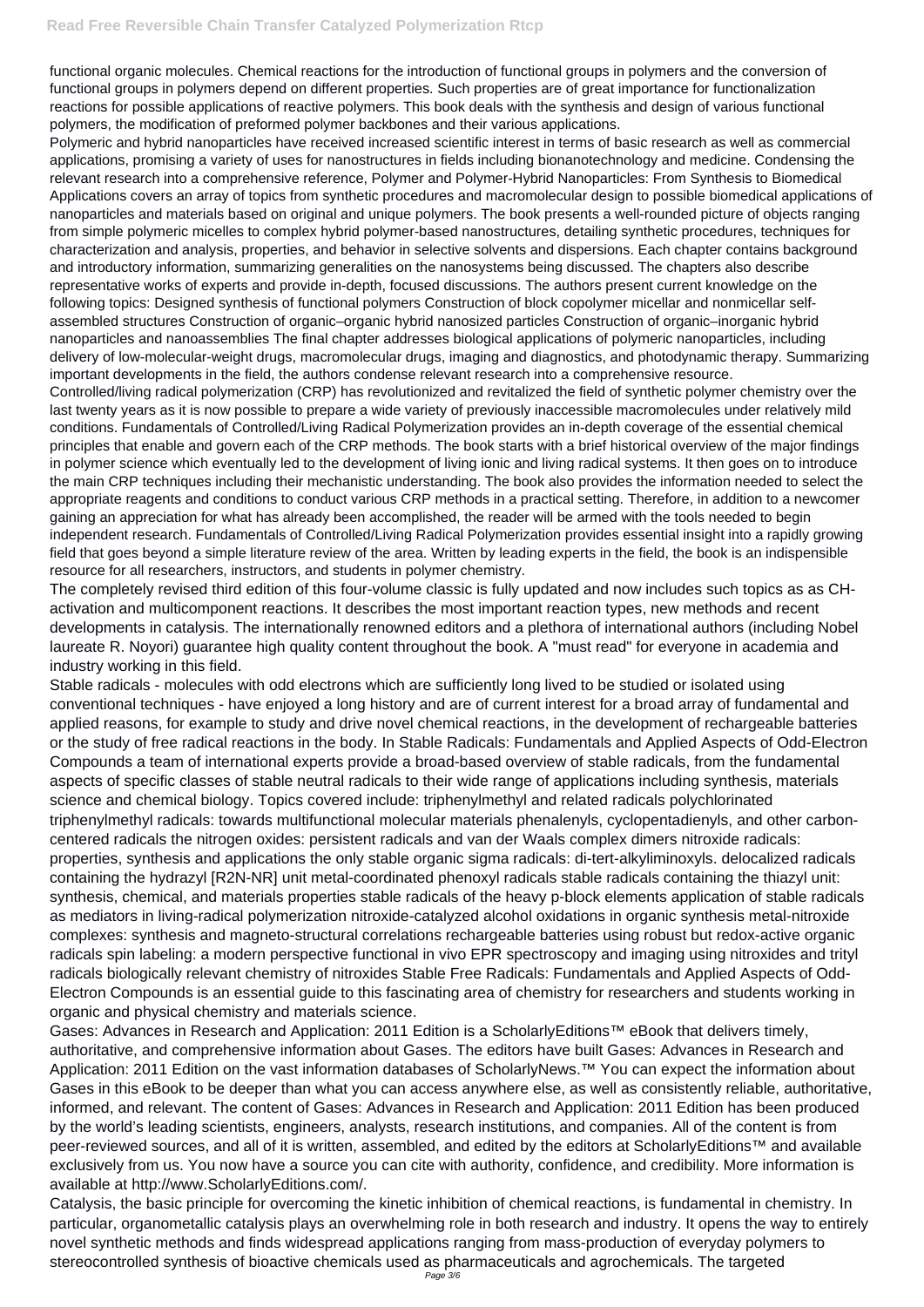functional organic molecules. Chemical reactions for the introduction of functional groups in polymers and the conversion of functional groups in polymers depend on different properties. Such properties are of great importance for functionalization reactions for possible applications of reactive polymers. This book deals with the synthesis and design of various functional polymers, the modification of preformed polymer backbones and their various applications.

Polymeric and hybrid nanoparticles have received increased scientific interest in terms of basic research as well as commercial applications, promising a variety of uses for nanostructures in fields including bionanotechnology and medicine. Condensing the relevant research into a comprehensive reference, Polymer and Polymer-Hybrid Nanoparticles: From Synthesis to Biomedical Applications covers an array of topics from synthetic procedures and macromolecular design to possible biomedical applications of nanoparticles and materials based on original and unique polymers. The book presents a well-rounded picture of objects ranging from simple polymeric micelles to complex hybrid polymer-based nanostructures, detailing synthetic procedures, techniques for characterization and analysis, properties, and behavior in selective solvents and dispersions. Each chapter contains background and introductory information, summarizing generalities on the nanosystems being discussed. The chapters also describe representative works of experts and provide in-depth, focused discussions. The authors present current knowledge on the following topics: Designed synthesis of functional polymers Construction of block copolymer micellar and nonmicellar self-assembled structures Construction of organic–organic hybrid nanosized particles Construction of organic–inorganic hybrid nanoparticles and nanoassemblies The final chapter addresses biological applications of polymeric nanoparticles, including delivery of low-molecular-weight drugs, macromolecular drugs, imaging and diagnostics, and photodynamic therapy. Summarizing important developments in the field, the authors condense relevant research into a comprehensive resource.

Controlled/living radical polymerization (CRP) has revolutionized and revitalized the field of synthetic polymer chemistry over the last twenty years as it is now possible to prepare a wide variety of previously inaccessible macromolecules under relatively mild conditions. Fundamentals of Controlled/Living Radical Polymerization provides an in-depth coverage of the essential chemical principles that enable and govern each of the CRP methods. The book starts with a brief historical overview of the major findings in polymer science which eventually led to the development of living ionic and living radical systems. It then goes on to introduce the main CRP techniques including their mechanistic understanding. The book also provides the information needed to select the appropriate reagents and conditions to conduct various CRP methods in a practical setting. Therefore, in addition to a newcomer gaining an appreciation for what has already been accomplished, the reader will be armed with the tools needed to begin independent research. Fundamentals of Controlled/Living Radical Polymerization provides essential insight into a rapidly growing field that goes beyond a simple literature review of the area. Written by leading experts in the field, the book is an indispensible resource for all researchers, instructors, and students in polymer chemistry.

The completely revised third edition of this four-volume classic is fully updated and now includes such topics as as CH-activation and multicomponent reactions. It describes the most important reaction types, new methods and recent developments in catalysis. The internationally renowned editors and a plethora of international authors (including Nobel laureate R. Noyori) guarantee high quality content throughout the book. A "must read" for everyone in academia and industry working in this field.

Stable radicals - molecules with odd electrons which are sufficiently long lived to be studied or isolated using conventional techniques - have enjoyed a long history and are of current interest for a broad array of fundamental and applied reasons, for example to study and drive novel chemical reactions, in the development of rechargeable batteries or the study of free radical reactions in the body. In Stable Radicals: Fundamentals and Applied Aspects of Odd-Electron Compounds a team of international experts provide a broad-based overview of stable radicals, from the fundamental aspects of specific classes of stable neutral radicals to their wide range of applications including synthesis, materials science and chemical biology. Topics covered include: triphenylmethyl and related radicals polychlorinated triphenylmethyl radicals: towards multifunctional molecular materials phenalenyls, cyclopentadienyls, and other carbon-centered radicals the nitrogen oxides: persistent radicals and van der Waals complex dimers nitroxide radicals: properties, synthesis and applications the only stable organic sigma radicals: di-tert-alkyliminoxyls. delocalized radicals containing the hydrazyl [R2N-NR] unit metal-coordinated phenoxyl radicals stable radicals containing the thiazyl unit: synthesis, chemical, and materials properties stable radicals of the heavy p-block elements application of stable radicals as mediators in living-radical polymerization nitroxide-catalyzed alcohol oxidations in organic synthesis metal-nitroxide complexes: synthesis and magneto-structural correlations rechargeable batteries using robust but redox-active organic radicals spin labeling: a modern perspective functional in vivo EPR spectroscopy and imaging using nitroxides and trityl radicals biologically relevant chemistry of nitroxides Stable Free Radicals: Fundamentals and Applied Aspects of Odd-Electron Compounds is an essential guide to this fascinating area of chemistry for researchers and students working in organic and physical chemistry and materials science.

Gases: Advances in Research and Application: 2011 Edition is a ScholarlyEditions™ eBook that delivers timely, authoritative, and comprehensive information about Gases. The editors have built Gases: Advances in Research and Application: 2011 Edition on the vast information databases of ScholarlyNews.™ You can expect the information about Gases in this eBook to be deeper than what you can access anywhere else, as well as consistently reliable, authoritative, informed, and relevant. The content of Gases: Advances in Research and Application: 2011 Edition has been produced by the world's leading scientists, engineers, analysts, research institutions, and companies. All of the content is from peer-reviewed sources, and all of it is written, assembled, and edited by the editors at ScholarlyEditions™ and available exclusively from us. You now have a source you can cite with authority, confidence, and credibility. More information is available at http://www.ScholarlyEditions.com/.

Catalysis, the basic principle for overcoming the kinetic inhibition of chemical reactions, is fundamental in chemistry. In particular, organometallic catalysis plays an overwhelming role in both research and industry. It opens the way to entirely novel synthetic methods and finds widespread applications ranging from mass-production of everyday polymers to stereocontrolled synthesis of bioactive chemicals used as pharmaceuticals and agrochemicals. The targeted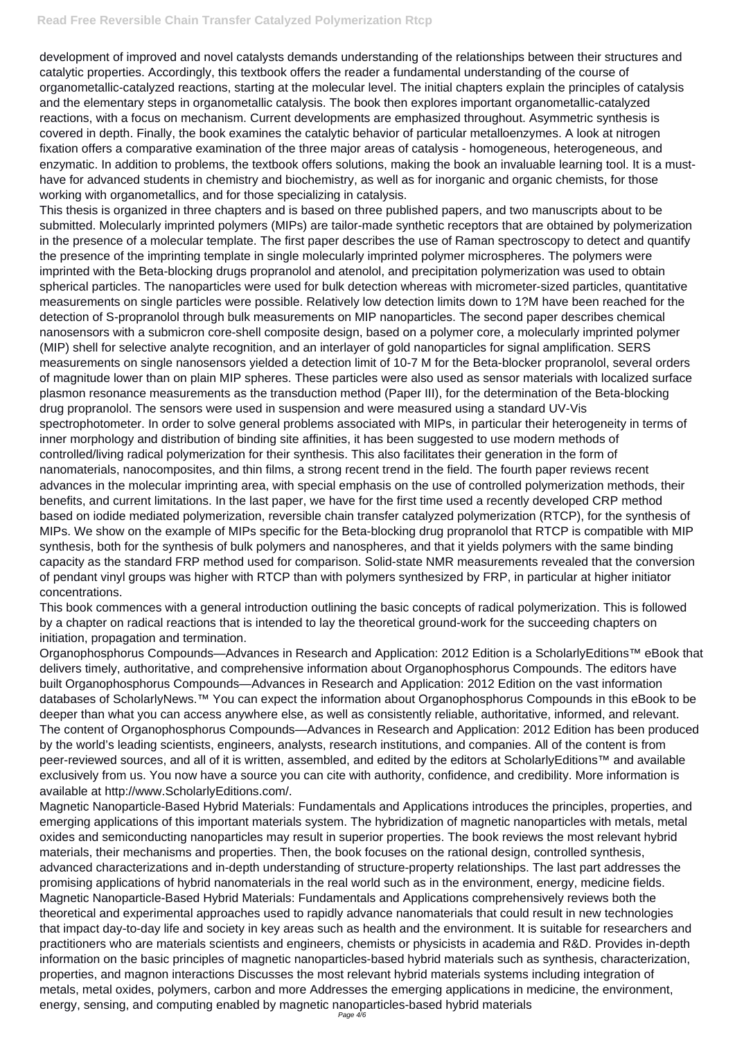development of improved and novel catalysts demands understanding of the relationships between their structures and catalytic properties. Accordingly, this textbook offers the reader a fundamental understanding of the course of organometallic-catalyzed reactions, starting at the molecular level. The initial chapters explain the principles of catalysis and the elementary steps in organometallic catalysis. The book then explores important organometallic-catalyzed reactions, with a focus on mechanism. Current developments are emphasized throughout. Asymmetric synthesis is covered in depth. Finally, the book examines the catalytic behavior of particular metalloenzymes. A look at nitrogen fixation offers a comparative examination of the three major areas of catalysis - homogeneous, heterogeneous, and enzymatic. In addition to problems, the textbook offers solutions, making the book an invaluable learning tool. It is a must-have for advanced students in chemistry and biochemistry, as well as for inorganic and organic chemists, for those working with organometallics, and for those specializing in catalysis.

This thesis is organized in three chapters and is based on three published papers, and two manuscripts about to be submitted. Molecularly imprinted polymers (MIPs) are tailor-made synthetic receptors that are obtained by polymerization in the presence of a molecular template. The first paper describes the use of Raman spectroscopy to detect and quantify the presence of the imprinting template in single molecularly imprinted polymer microspheres. The polymers were imprinted with the Beta-blocking drugs propranolol and atenolol, and precipitation polymerization was used to obtain spherical particles. The nanoparticles were used for bulk detection whereas with micrometer-sized particles, quantitative measurements on single particles were possible. Relatively low detection limits down to 1?M have been reached for the detection of S-propranolol through bulk measurements on MIP nanoparticles. The second paper describes chemical nanosensors with a submicron core-shell composite design, based on a polymer core, a molecularly imprinted polymer (MIP) shell for selective analyte recognition, and an interlayer of gold nanoparticles for signal amplification. SERS measurements on single nanosensors yielded a detection limit of 10-7 M for the Beta-blocker propranolol, several orders of magnitude lower than on plain MIP spheres. These particles were also used as sensor materials with localized surface plasmon resonance measurements as the transduction method (Paper III), for the determination of the Beta-blocking drug propranolol. The sensors were used in suspension and were measured using a standard UV-Vis spectrophotometer. In order to solve general problems associated with MIPs, in particular their heterogeneity in terms of inner morphology and distribution of binding site affinities, it has been suggested to use modern methods of controlled/living radical polymerization for their synthesis. This also facilitates their generation in the form of nanomaterials, nanocomposites, and thin films, a strong recent trend in the field. The fourth paper reviews recent advances in the molecular imprinting area, with special emphasis on the use of controlled polymerization methods, their benefits, and current limitations. In the last paper, we have for the first time used a recently developed CRP method based on iodide mediated polymerization, reversible chain transfer catalyzed polymerization (RTCP), for the synthesis of MIPs. We show on the example of MIPs specific for the Beta-blocking drug propranolol that RTCP is compatible with MIP synthesis, both for the synthesis of bulk polymers and nanospheres, and that it yields polymers with the same binding capacity as the standard FRP method used for comparison. Solid-state NMR measurements revealed that the conversion of pendant vinyl groups was higher with RTCP than with polymers synthesized by FRP, in particular at higher initiator concentrations.

This book commences with a general introduction outlining the basic concepts of radical polymerization. This is followed by a chapter on radical reactions that is intended to lay the theoretical ground-work for the succeeding chapters on initiation, propagation and termination.

Organophosphorus Compounds—Advances in Research and Application: 2012 Edition is a ScholarlyEditions™ eBook that delivers timely, authoritative, and comprehensive information about Organophosphorus Compounds. The editors have built Organophosphorus Compounds—Advances in Research and Application: 2012 Edition on the vast information databases of ScholarlyNews.™ You can expect the information about Organophosphorus Compounds in this eBook to be deeper than what you can access anywhere else, as well as consistently reliable, authoritative, informed, and relevant. The content of Organophosphorus Compounds—Advances in Research and Application: 2012 Edition has been produced by the world's leading scientists, engineers, analysts, research institutions, and companies. All of the content is from peer-reviewed sources, and all of it is written, assembled, and edited by the editors at ScholarlyEditions™ and available exclusively from us. You now have a source you can cite with authority, confidence, and credibility. More information is available at http://www.ScholarlyEditions.com/.

Magnetic Nanoparticle-Based Hybrid Materials: Fundamentals and Applications introduces the principles, properties, and emerging applications of this important materials system. The hybridization of magnetic nanoparticles with metals, metal oxides and semiconducting nanoparticles may result in superior properties. The book reviews the most relevant hybrid materials, their mechanisms and properties. Then, the book focuses on the rational design, controlled synthesis, advanced characterizations and in-depth understanding of structure-property relationships. The last part addresses the promising applications of hybrid nanomaterials in the real world such as in the environment, energy, medicine fields. Magnetic Nanoparticle-Based Hybrid Materials: Fundamentals and Applications comprehensively reviews both the theoretical and experimental approaches used to rapidly advance nanomaterials that could result in new technologies that impact day-to-day life and society in key areas such as health and the environment. It is suitable for researchers and practitioners who are materials scientists and engineers, chemists or physicists in academia and R&D. Provides in-depth information on the basic principles of magnetic nanoparticles-based hybrid materials such as synthesis, characterization, properties, and magnon interactions Discusses the most relevant hybrid materials systems including integration of metals, metal oxides, polymers, carbon and more Addresses the emerging applications in medicine, the environment, energy, sensing, and computing enabled by magnetic nanoparticles-based hybrid materials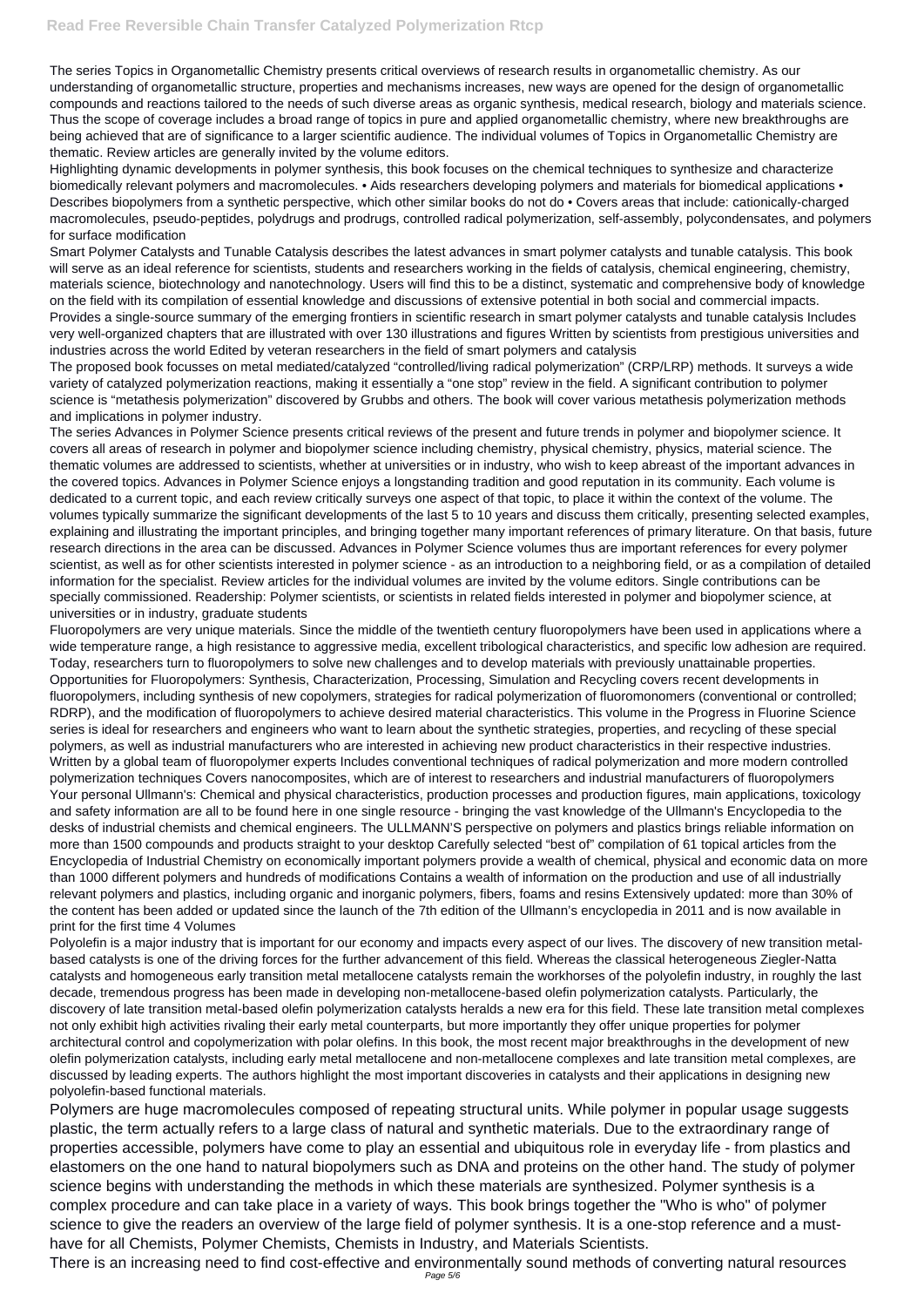The series Topics in Organometallic Chemistry presents critical overviews of research results in organometallic chemistry. As our understanding of organometallic structure, properties and mechanisms increases, new ways are opened for the design of organometallic compounds and reactions tailored to the needs of such diverse areas as organic synthesis, medical research, biology and materials science. Thus the scope of coverage includes a broad range of topics in pure and applied organometallic chemistry, where new breakthroughs are being achieved that are of significance to a larger scientific audience. The individual volumes of Topics in Organometallic Chemistry are thematic. Review articles are generally invited by the volume editors.

Highlighting dynamic developments in polymer synthesis, this book focuses on the chemical techniques to synthesize and characterize biomedically relevant polymers and macromolecules. • Aids researchers developing polymers and materials for biomedical applications • Describes biopolymers from a synthetic perspective, which other similar books do not do • Covers areas that include: cationically-charged macromolecules, pseudo-peptides, polydrugs and prodrugs, controlled radical polymerization, self-assembly, polycondensates, and polymers for surface modification

Smart Polymer Catalysts and Tunable Catalysis describes the latest advances in smart polymer catalysts and tunable catalysis. This book will serve as an ideal reference for scientists, students and researchers working in the fields of catalysis, chemical engineering, chemistry, materials science, biotechnology and nanotechnology. Users will find this to be a distinct, systematic and comprehensive body of knowledge on the field with its compilation of essential knowledge and discussions of extensive potential in both social and commercial impacts. Provides a single-source summary of the emerging frontiers in scientific research in smart polymer catalysts and tunable catalysis Includes very well-organized chapters that are illustrated with over 130 illustrations and figures Written by scientists from prestigious universities and industries across the world Edited by veteran researchers in the field of smart polymers and catalysis

The proposed book focusses on metal mediated/catalyzed "controlled/living radical polymerization" (CRP/LRP) methods. It surveys a wide variety of catalyzed polymerization reactions, making it essentially a "one stop" review in the field. A significant contribution to polymer science is "metathesis polymerization" discovered by Grubbs and others. The book will cover various metathesis polymerization methods and implications in polymer industry.

The series Advances in Polymer Science presents critical reviews of the present and future trends in polymer and biopolymer science. It covers all areas of research in polymer and biopolymer science including chemistry, physical chemistry, physics, material science. The thematic volumes are addressed to scientists, whether at universities or in industry, who wish to keep abreast of the important advances in the covered topics. Advances in Polymer Science enjoys a longstanding tradition and good reputation in its community. Each volume is dedicated to a current topic, and each review critically surveys one aspect of that topic, to place it within the context of the volume. The volumes typically summarize the significant developments of the last 5 to 10 years and discuss them critically, presenting selected examples, explaining and illustrating the important principles, and bringing together many important references of primary literature. On that basis, future research directions in the area can be discussed. Advances in Polymer Science volumes thus are important references for every polymer scientist, as well as for other scientists interested in polymer science - as an introduction to a neighboring field, or as a compilation of detailed information for the specialist. Review articles for the individual volumes are invited by the volume editors. Single contributions can be specially commissioned. Readership: Polymer scientists, or scientists in related fields interested in polymer and biopolymer science, at universities or in industry, graduate students

Fluoropolymers are very unique materials. Since the middle of the twentieth century fluoropolymers have been used in applications where a wide temperature range, a high resistance to aggressive media, excellent tribological characteristics, and specific low adhesion are required. Today, researchers turn to fluoropolymers to solve new challenges and to develop materials with previously unattainable properties. Opportunities for Fluoropolymers: Synthesis, Characterization, Processing, Simulation and Recycling covers recent developments in fluoropolymers, including synthesis of new copolymers, strategies for radical polymerization of fluoromonomers (conventional or controlled; RDRP), and the modification of fluoropolymers to achieve desired material characteristics. This volume in the Progress in Fluorine Science series is ideal for researchers and engineers who want to learn about the synthetic strategies, properties, and recycling of these special polymers, as well as industrial manufacturers who are interested in achieving new product characteristics in their respective industries. Written by a global team of fluoropolymer experts Includes conventional techniques of radical polymerization and more modern controlled polymerization techniques Covers nanocomposites, which are of interest to researchers and industrial manufacturers of fluoropolymers

Your personal Ullmann's: Chemical and physical characteristics, production processes and production figures, main applications, toxicology and safety information are all to be found here in one single resource - bringing the vast knowledge of the Ullmann's Encyclopedia to the desks of industrial chemists and chemical engineers. The ULLMANN'S perspective on polymers and plastics brings reliable information on more than 1500 compounds and products straight to your desktop Carefully selected "best of" compilation of 61 topical articles from the Encyclopedia of Industrial Chemistry on economically important polymers provide a wealth of chemical, physical and economic data on more than 1000 different polymers and hundreds of modifications Contains a wealth of information on the production and use of all industrially relevant polymers and plastics, including organic and inorganic polymers, fibers, foams and resins Extensively updated: more than 30% of the content has been added or updated since the launch of the 7th edition of the Ullmann's encyclopedia in 2011 and is now available in print for the first time 4 Volumes

Polyolefin is a major industry that is important for our economy and impacts every aspect of our lives. The discovery of new transition metal-based catalysts is one of the driving forces for the further advancement of this field. Whereas the classical heterogeneous Ziegler-Natta catalysts and homogeneous early transition metal metallocene catalysts remain the workhorses of the polyolefin industry, in roughly the last decade, tremendous progress has been made in developing non-metallocene-based olefin polymerization catalysts. Particularly, the discovery of late transition metal-based olefin polymerization catalysts heralds a new era for this field. These late transition metal complexes not only exhibit high activities rivaling their early metal counterparts, but more importantly they offer unique properties for polymer architectural control and copolymerization with polar olefins. In this book, the most recent major breakthroughs in the development of new olefin polymerization catalysts, including early metal metallocene and non-metallocene complexes and late transition metal complexes, are discussed by leading experts. The authors highlight the most important discoveries in catalysts and their applications in designing new polyolefin-based functional materials.

Polymers are huge macromolecules composed of repeating structural units. While polymer in popular usage suggests plastic, the term actually refers to a large class of natural and synthetic materials. Due to the extraordinary range of properties accessible, polymers have come to play an essential and ubiquitous role in everyday life - from plastics and elastomers on the one hand to natural biopolymers such as DNA and proteins on the other hand. The study of polymer science begins with understanding the methods in which these materials are synthesized. Polymer synthesis is a complex procedure and can take place in a variety of ways. This book brings together the "Who is who" of polymer science to give the readers an overview of the large field of polymer synthesis. It is a one-stop reference and a must-have for all Chemists, Polymer Chemists, Chemists in Industry, and Materials Scientists.

There is an increasing need to find cost-effective and environmentally sound methods of converting natural resources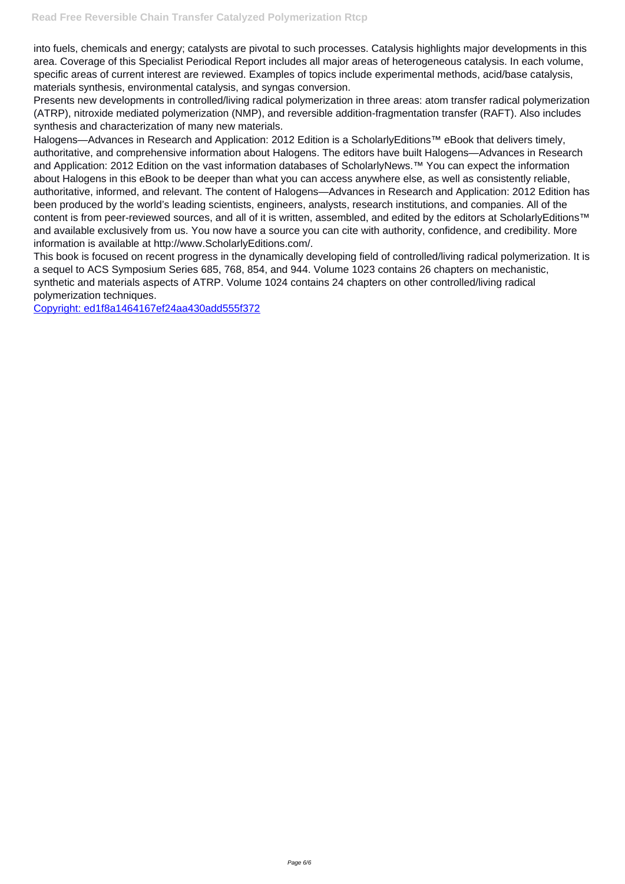into fuels, chemicals and energy; catalysts are pivotal to such processes. Catalysis highlights major developments in this area. Coverage of this Specialist Periodical Report includes all major areas of heterogeneous catalysis. In each volume, specific areas of current interest are reviewed. Examples of topics include experimental methods, acid/base catalysis, materials synthesis, environmental catalysis, and syngas conversion.

Presents new developments in controlled/living radical polymerization in three areas: atom transfer radical polymerization (ATRP), nitroxide mediated polymerization (NMP), and reversible addition-fragmentation transfer (RAFT). Also includes synthesis and characterization of many new materials.

Halogens—Advances in Research and Application: 2012 Edition is a ScholarlyEditions™ eBook that delivers timely, authoritative, and comprehensive information about Halogens. The editors have built Halogens—Advances in Research and Application: 2012 Edition on the vast information databases of ScholarlyNews.™ You can expect the information about Halogens in this eBook to be deeper than what you can access anywhere else, as well as consistently reliable, authoritative, informed, and relevant. The content of Halogens—Advances in Research and Application: 2012 Edition has been produced by the world's leading scientists, engineers, analysts, research institutions, and companies. All of the content is from peer-reviewed sources, and all of it is written, assembled, and edited by the editors at ScholarlyEditions™ and available exclusively from us. You now have a source you can cite with authority, confidence, and credibility. More information is available at http://www.ScholarlyEditions.com/.

This book is focused on recent progress in the dynamically developing field of controlled/living radical polymerization. It is a sequel to ACS Symposium Series 685, 768, 854, and 944. Volume 1023 contains 26 chapters on mechanistic, synthetic and materials aspects of ATRP. Volume 1024 contains 24 chapters on other controlled/living radical polymerization techniques.

Copyright: ed1f8a1464167ef24aa430add555f372